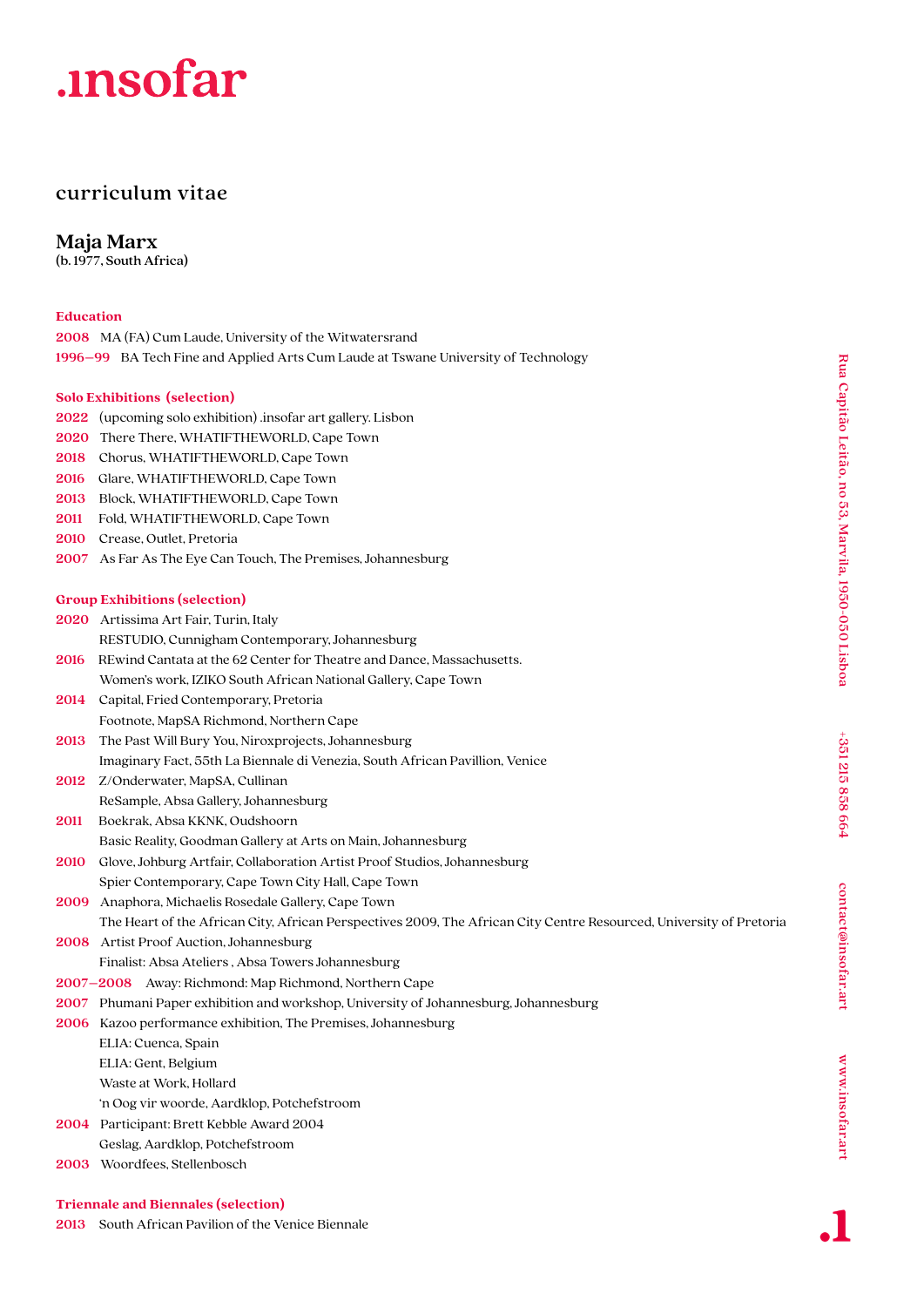# .insofar

## curriculum vitae

### Maja Marx
(b. 1977, South Africa)

**Education**

**2008** MA (FA) Cum Laude, University of the Witwatersrand
**1996–99** BA Tech Fine and Applied Arts Cum Laude at Tswane University of Technology

**Solo Exhibitions (selection)**

**2022** (upcoming solo exhibition) .insofar art gallery. Lisbon
**2020** There There, WHATIFTHEWORLD, Cape Town
**2018** Chorus, WHATIFTHEWORLD, Cape Town
**2016** Glare, WHATIFTHEWORLD, Cape Town
**2013** Block, WHATIFTHEWORLD, Cape Town
**2011** Fold, WHATIFTHEWORLD, Cape Town
**2010** Crease, Outlet, Pretoria
**2007** As Far As The Eye Can Touch, The Premises, Johannesburg

**Group Exhibitions (selection)**

**2020** Artissima Art Fair, Turin, Italy
RESTUDIO, Cunnigham Contemporary, Johannesburg
**2016** REwind Cantata at the 62 Center for Theatre and Dance, Massachusetts.
Women's work, IZIKO South African National Gallery, Cape Town
**2014** Capital, Fried Contemporary, Pretoria
Footnote, MapSA Richmond, Northern Cape
**2013** The Past Will Bury You, Niroxprojects, Johannesburg
Imaginary Fact, 55th La Biennale di Venezia, South African Pavillion, Venice
**2012** Z/Onderwater, MapSA, Cullinan
ReSample, Absa Gallery, Johannesburg
**2011** Boekrak, Absa KKNK, Oudshoorn
Basic Reality, Goodman Gallery at Arts on Main, Johannesburg
**2010** Glove, Johburg Artfair, Collaboration Artist Proof Studios, Johannesburg
Spier Contemporary, Cape Town City Hall, Cape Town
**2009** Anaphora, Michaelis Rosedale Gallery, Cape Town
The Heart of the African City, African Perspectives 2009, The African City Centre Resourced, University of Pretoria
**2008** Artist Proof Auction, Johannesburg
Finalist: Absa Ateliers , Absa Towers Johannesburg
**2007–2008** Away: Richmond: Map Richmond, Northern Cape
**2007** Phumani Paper exhibition and workshop, University of Johannesburg, Johannesburg
**2006** Kazoo performance exhibition, The Premises, Johannesburg
ELIA: Cuenca, Spain
ELIA: Gent, Belgium
Waste at Work, Hollard
'n Oog vir woorde, Aardklop, Potchefstroom
**2004** Participant: Brett Kebble Award 2004
Geslag, Aardklop, Potchefstroom
**2003** Woordfees, Stellenbosch

**Triennale and Biennales (selection)**

**2013** South African Pavilion of the Venice Biennale

Rua Capitão Leitão, no 53, Marvila, 1950-050 Lisboa +351 215 858 664 contact@insofar.art www.insofar.art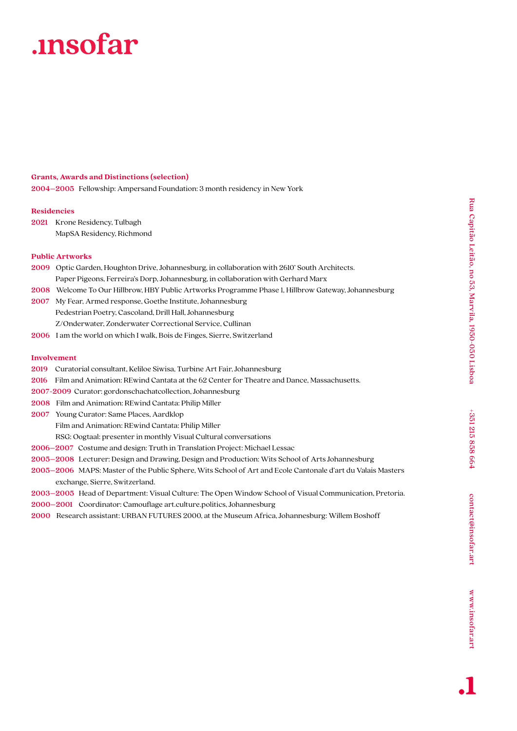**Grants, Awards and Distinctions (selection)**

**2004–2005** Fellowship: Ampersand Foundation: 3 month residency in New York

**Residencies**

**2021** Krone Residency, Tulbagh
MapSA Residency, Richmond

**Public Artworks**

**2009** Optic Garden, Houghton Drive, Johannesburg, in collaboration with 2610' South Architects.
Paper Pigeons, Ferreira's Dorp, Johannesburg, in collaboration with Gerhard Marx

**2008** Welcome To Our Hillbrow, HBY Public Artworks Programme Phase 1, Hillbrow Gateway, Johannesburg

**2007** My Fear, Armed response, Goethe Institute, Johannesburg
Pedestrian Poetry, Cascoland, Drill Hall, Johannesburg
Z/Onderwater, Zonderwater Correctional Service, Cullinan

**2006** I am the world on which I walk, Bois de Finges, Sierre, Switzerland

**Involvement**

**2019** Curatorial consultant, Keliloe Siwisa, Turbine Art Fair, Johannesburg

**2016** Film and Animation: REwind Cantata at the 62 Center for Theatre and Dance, Massachusetts.

**2007-2009** Curator: gordonschachatcollection, Johannesburg

**2008** Film and Animation: REwind Cantata: Philip Miller

**2007** Young Curator: Same Places, Aardklop
Film and Animation: REwind Cantata: Philip Miller
RSG: Oogtaal: presenter in monthly Visual Cultural conversations

**2006–2007** Costume and design: Truth in Translation Project: Michael Lessac

**2005–2008** Lecturer: Design and Drawing, Design and Production: Wits School of Arts Johannesburg

**2005–2006** MAPS: Master of the Public Sphere, Wits School of Art and Ecole Cantonale d'art du Valais Masters exchange, Sierre, Switzerland.

**2003–2005** Head of Department: Visual Culture: The Open Window School of Visual Communication, Pretoria.

**2000–2001** Coordinator: Camouflage art.culture.politics, Johannesburg

**2000** Research assistant: URBAN FUTURES 2000, at the Museum Africa, Johannesburg: Willem Boshoff